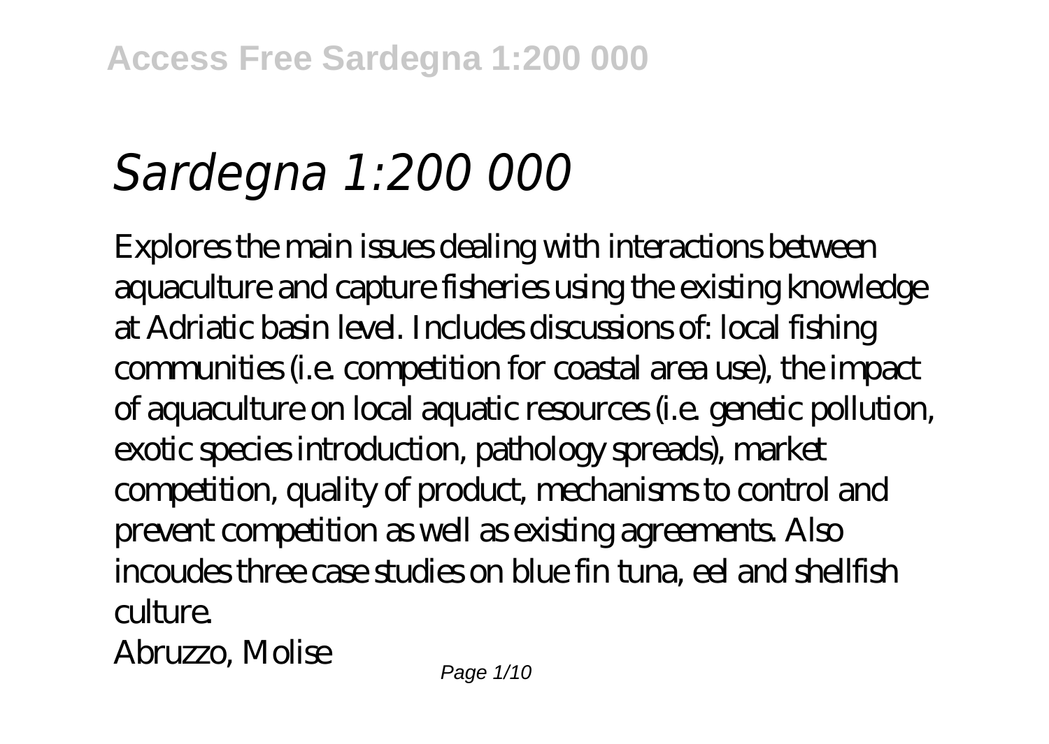# *Sardegna 1:200 000*

Explores the main issues dealing with interactions between aquaculture and capture fisheries using the existing knowledge at Adriatic basin level. Includes discussions of: local fishing communities (i.e. competition for coastal area use), the impact of aquaculture on local aquatic resources (i.e. genetic pollution, exotic species introduction, pathology spreads), market competition, quality of product, mechanisms to control and prevent competition as well as existing agreements. Also incoudes three case studies on blue fin tuna, eel and shellfish culture.

Abruzzo, Molise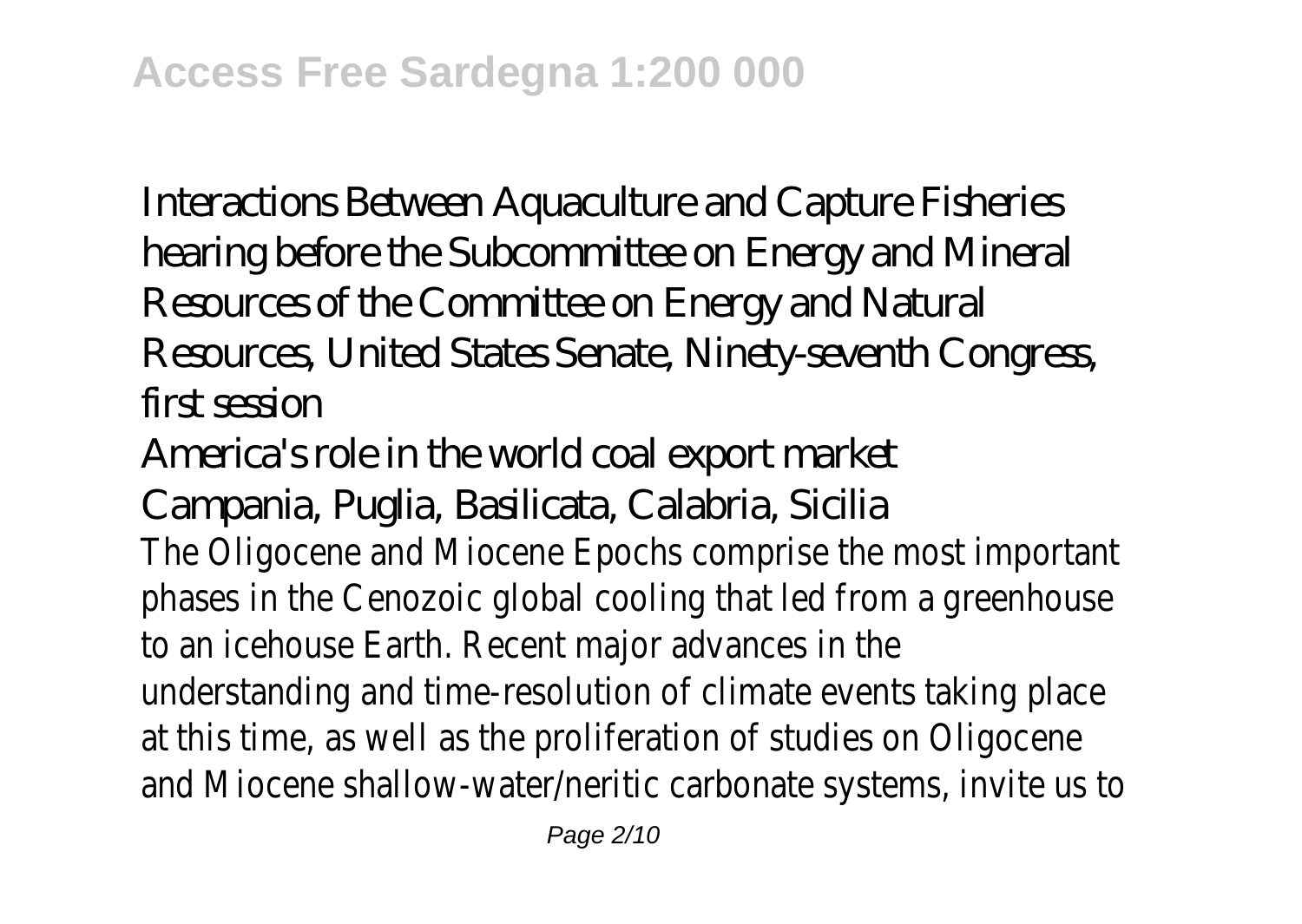Interactions Between Aquaculture and Capture Fisheries
hearing before the Subcommittee on Energy and Mineral Resources of the Committee on Energy and Natural Resources, United States Senate, Ninety-seventh Congress, first session

America's role in the world coal export market

Campania, Puglia, Basilicata, Calabria, Sicilia

The Oligocene and Miocene Epochs comprise the most important phases in the Cenozoic global cooling that led from a greenhouse to an icehouse Earth. Recent major advances in the understanding and time-resolution of climate events taking place at this time, as well as the proliferation of studies on Oligocene and Miocene shallow-water/neritic carbonate systems, invite us to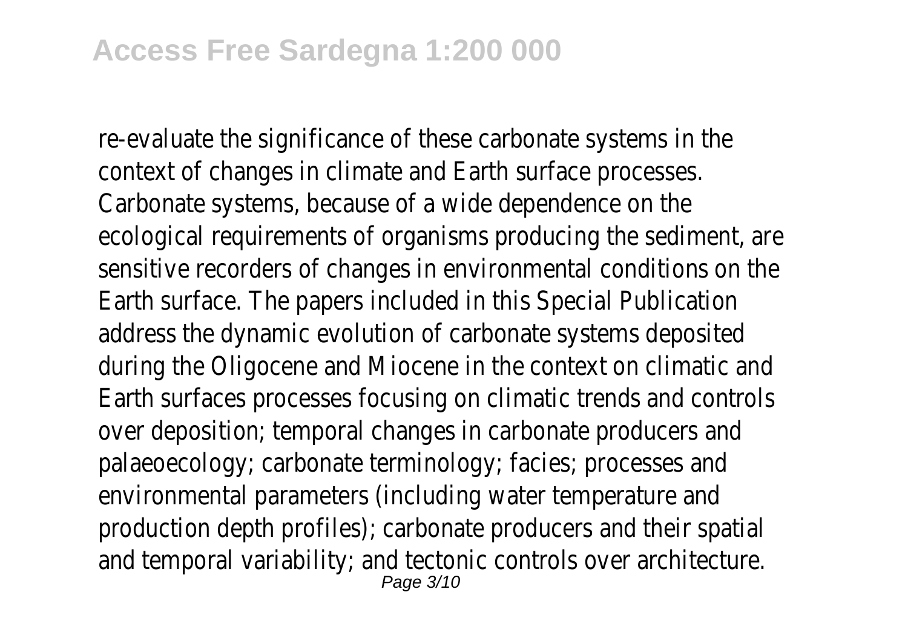re-evaluate the significance of these carbonate systems in the context of changes in climate and Earth surface processes. Carbonate systems, because of a wide dependence on the ecological requirements of organisms producing the sediment, are sensitive recorders of changes in environmental conditions on the Earth surface. The papers included in this Special Publication address the dynamic evolution of carbonate systems deposited during the Oligocene and Miocene in the context on climatic and Earth surfaces processes focusing on climatic trends and controls over deposition; temporal changes in carbonate producers and palaeoecology; carbonate terminology; facies; processes and environmental parameters (including water temperature and production depth profiles); carbonate producers and their spatial and temporal variability; and tectonic controls over architecture.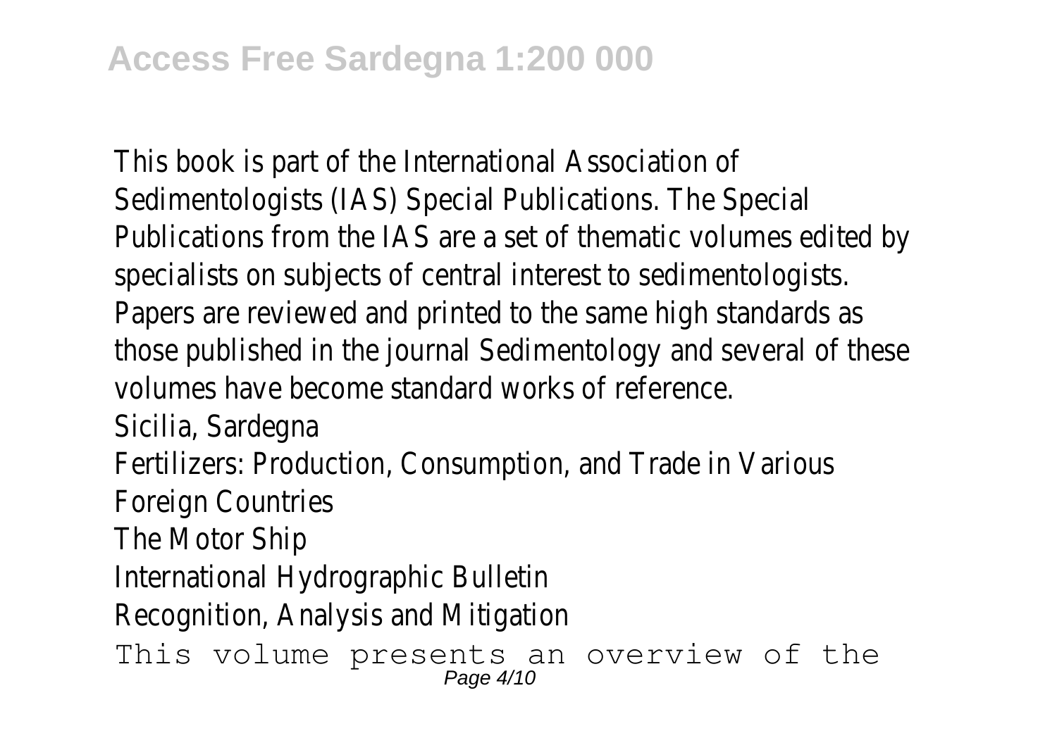This book is part of the International Association of Sedimentologists (IAS) Special Publications. The Special Publications from the IAS are a set of thematic volumes edited by specialists on subjects of central interest to sedimentologists. Papers are reviewed and printed to the same high standards as those published in the journal Sedimentology and several of these volumes have become standard works of reference.

Sicilia, Sardegna

Fertilizers: Production, Consumption, and Trade in Various Foreign Countries

The Motor Ship

International Hydrographic Bulletin

Recognition, Analysis and Mitigation

This volume presents an overview of the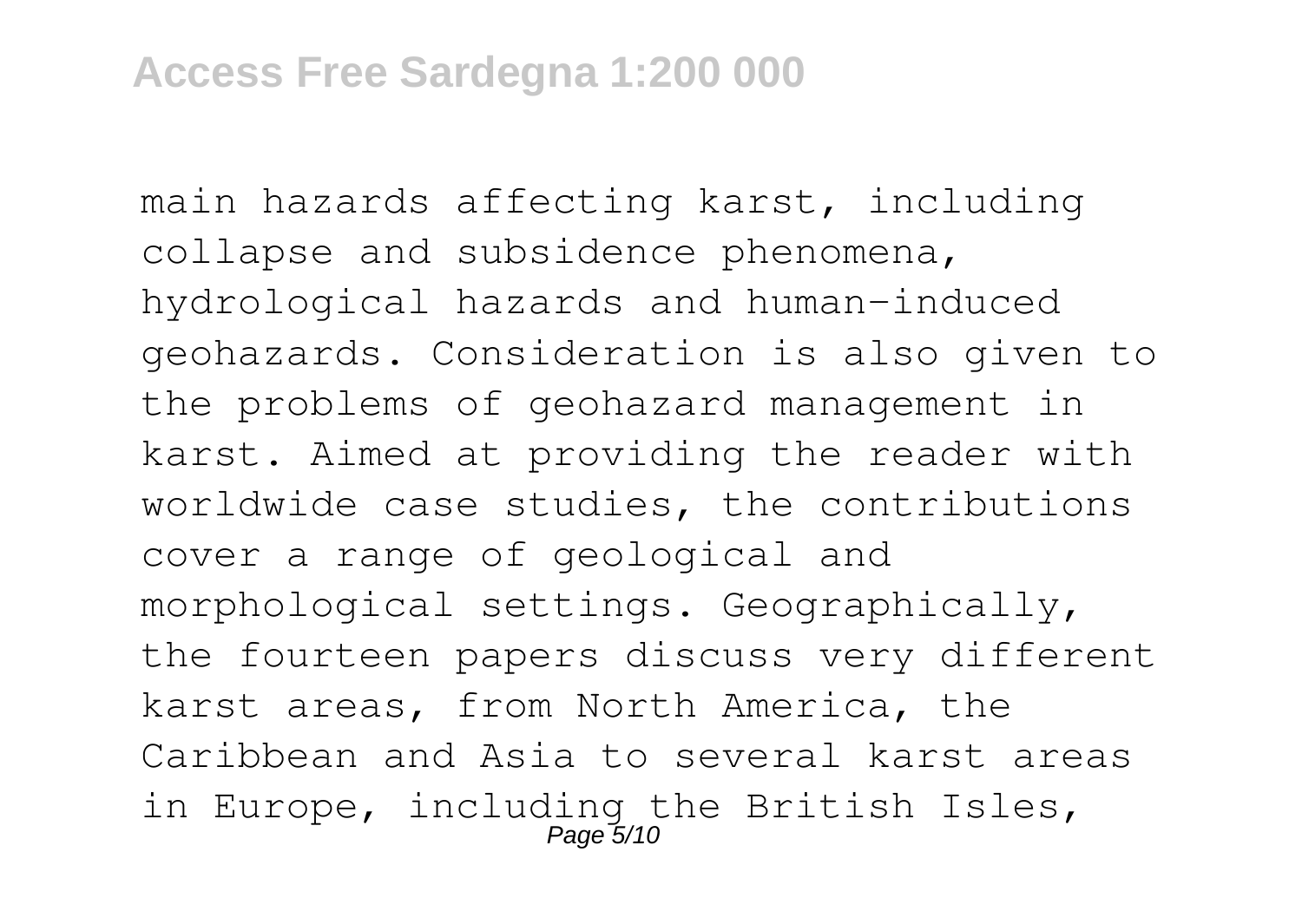main hazards affecting karst, including collapse and subsidence phenomena, hydrological hazards and human-induced geohazards. Consideration is also given to the problems of geohazard management in karst. Aimed at providing the reader with worldwide case studies, the contributions cover a range of geological and morphological settings. Geographically, the fourteen papers discuss very different karst areas, from North America, the Caribbean and Asia to several karst areas in Europe, including the British Isles,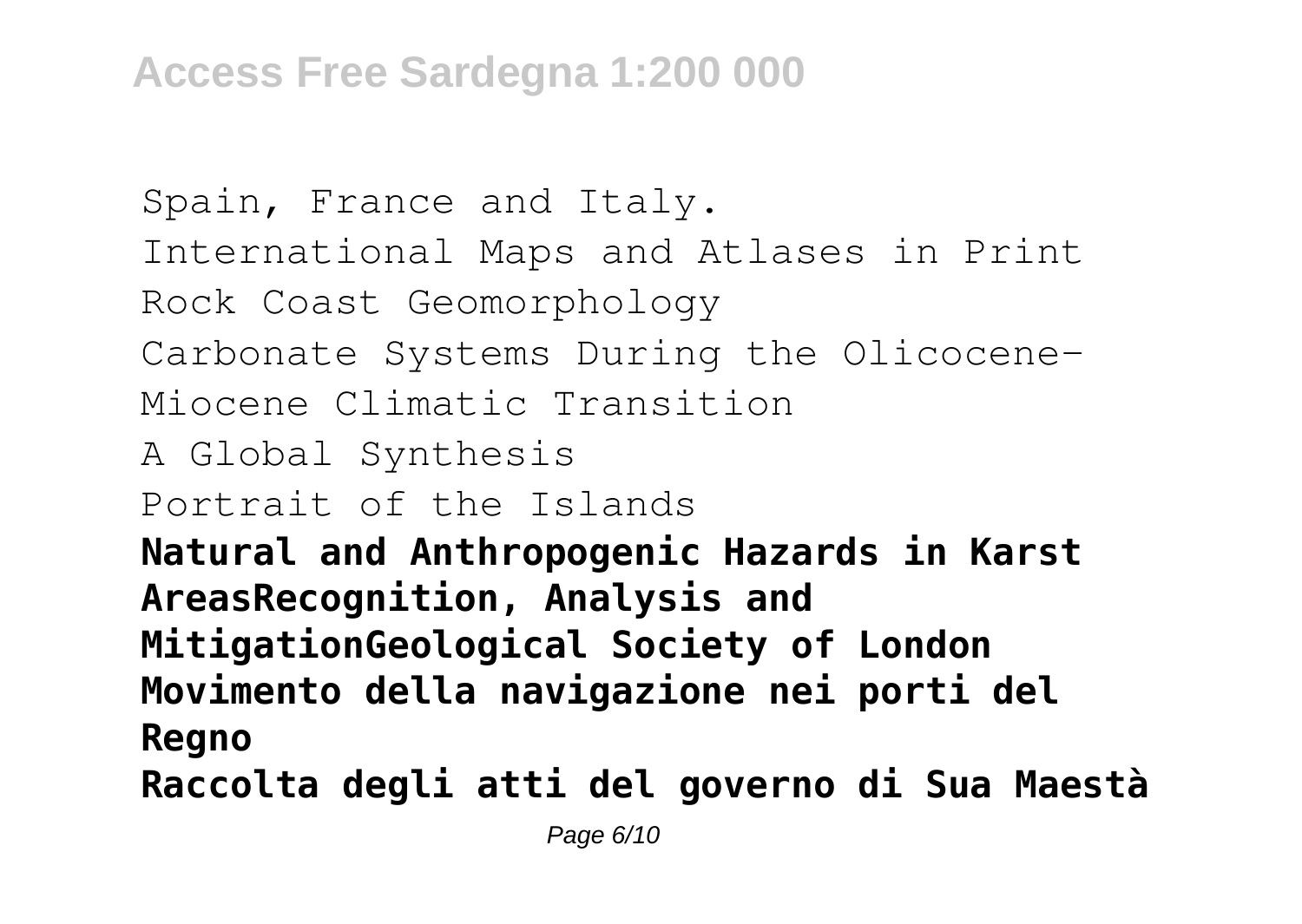Spain, France and Italy.
International Maps and Atlases in Print
Rock Coast Geomorphology
Carbonate Systems During the Olicocene-Miocene Climatic Transition
A Global Synthesis
Portrait of the Islands

**Natural and Anthropogenic Hazards in Karst AreasRecognition, Analysis and MitigationGeological Society of London**
**Movimento della navigazione nei porti del Regno**
**Raccolta degli atti del governo di Sua Maestà**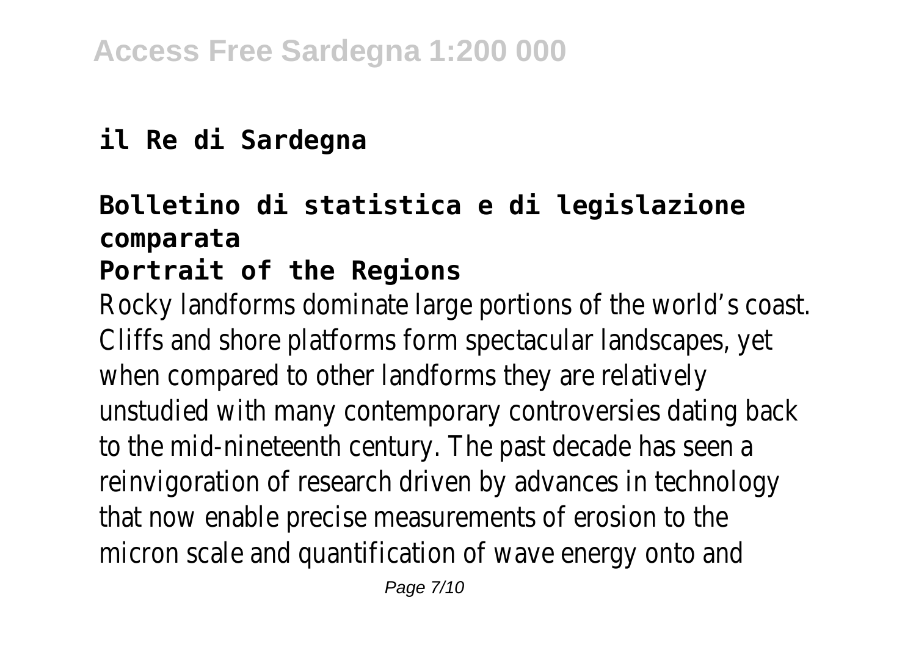**il Re di Sardegna**

**Bolletino di statistica e di legislazione comparata**

**Portrait of the Regions**

Rocky landforms dominate large portions of the world's coast. Cliffs and shore platforms form spectacular landscapes, yet when compared to other landforms they are relatively unstudied with many contemporary controversies dating back to the mid-nineteenth century. The past decade has seen a reinvigoration of research driven by advances in technology that now enable precise measurements of erosion to the micron scale and quantification of wave energy onto and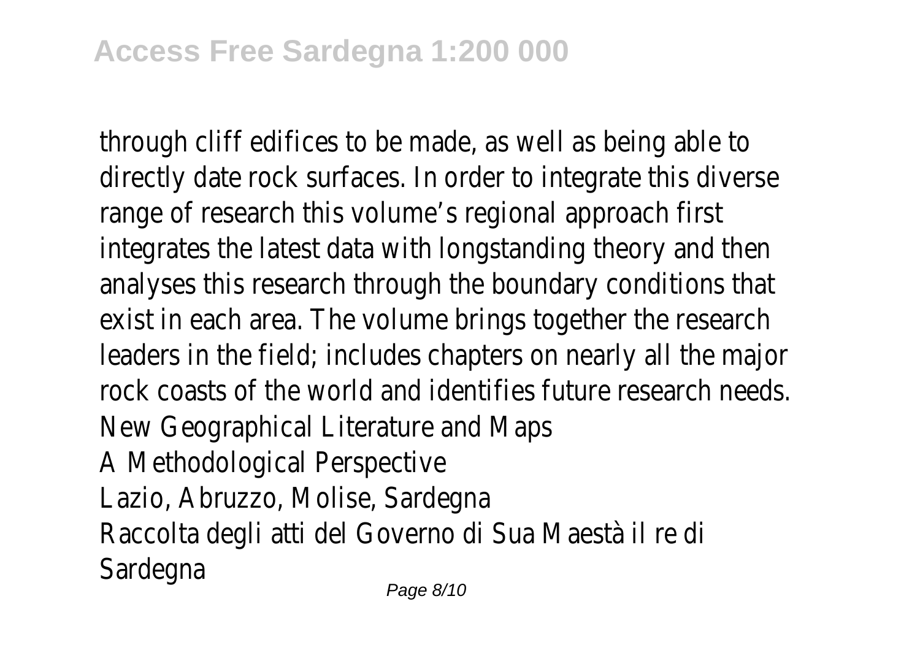through cliff edifices to be made, as well as being able to directly date rock surfaces. In order to integrate this diverse range of research this volume's regional approach first integrates the latest data with longstanding theory and then analyses this research through the boundary conditions that exist in each area. The volume brings together the research leaders in the field; includes chapters on nearly all the major rock coasts of the world and identifies future research needs.

New Geographical Literature and Maps

A Methodological Perspective

Lazio, Abruzzo, Molise, Sardegna

Raccolta degli atti del Governo di Sua Maestà il re di Sardegna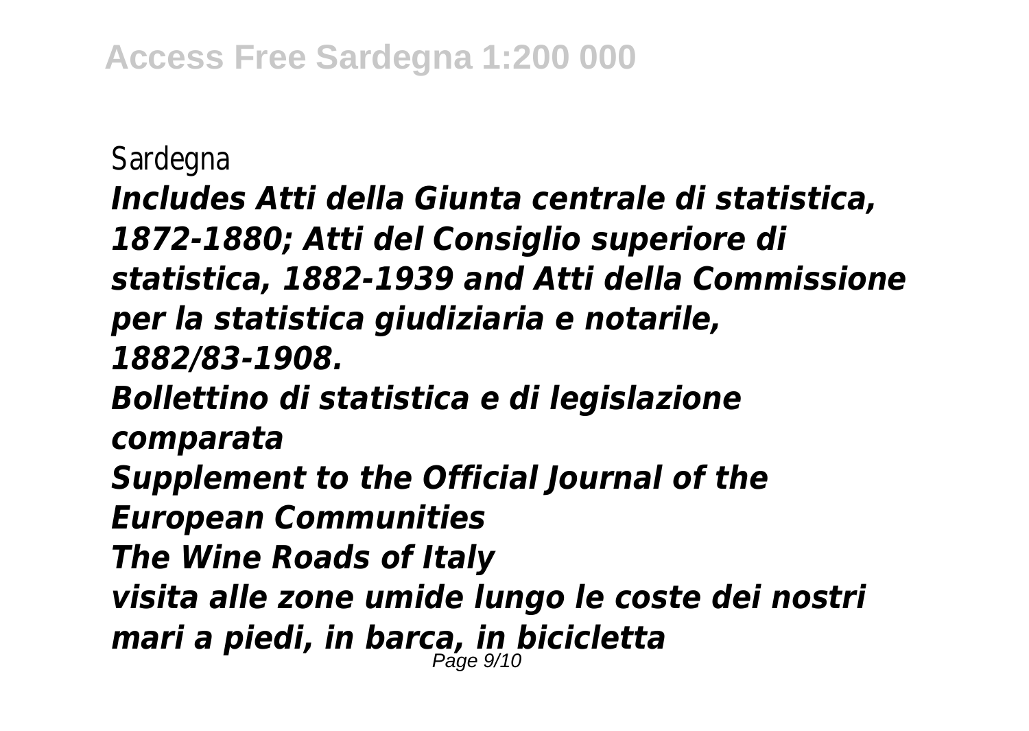Sardegna

***Includes Atti della Giunta centrale di statistica, 1872-1880; Atti del Consiglio superiore di statistica, 1882-1939 and Atti della Commissione per la statistica giudiziaria e notarile, 1882/83-1908.***

***Bollettino di statistica e di legislazione comparata***

***Supplement to the Official Journal of the European Communities***

***The Wine Roads of Italy***

***visita alle zone umide lungo le coste dei nostri mari a piedi, in barca, in bicicletta***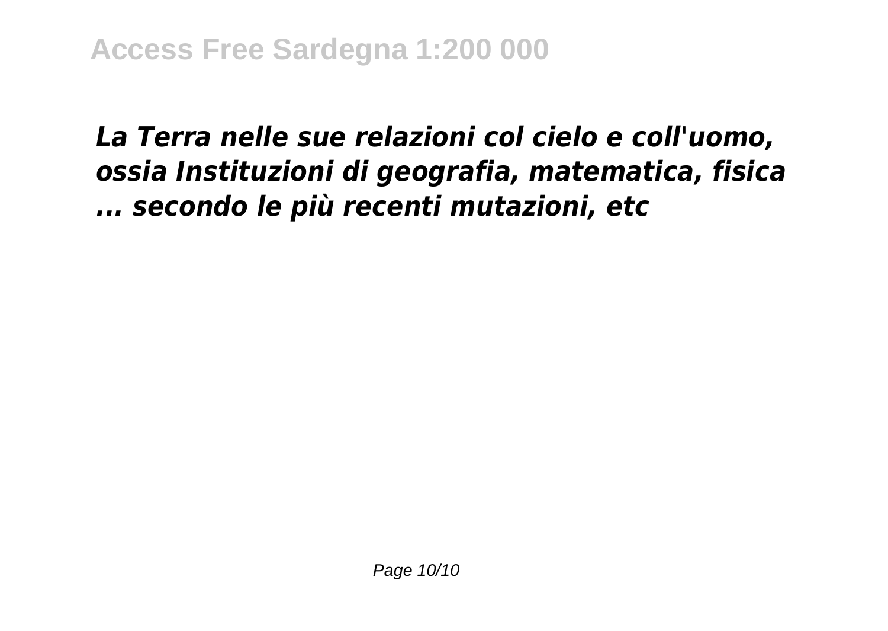***La Terra nelle sue relazioni col cielo e coll'uomo, ossia Instituzioni di geografia, matematica, fisica ... secondo le più recenti mutazioni, etc***